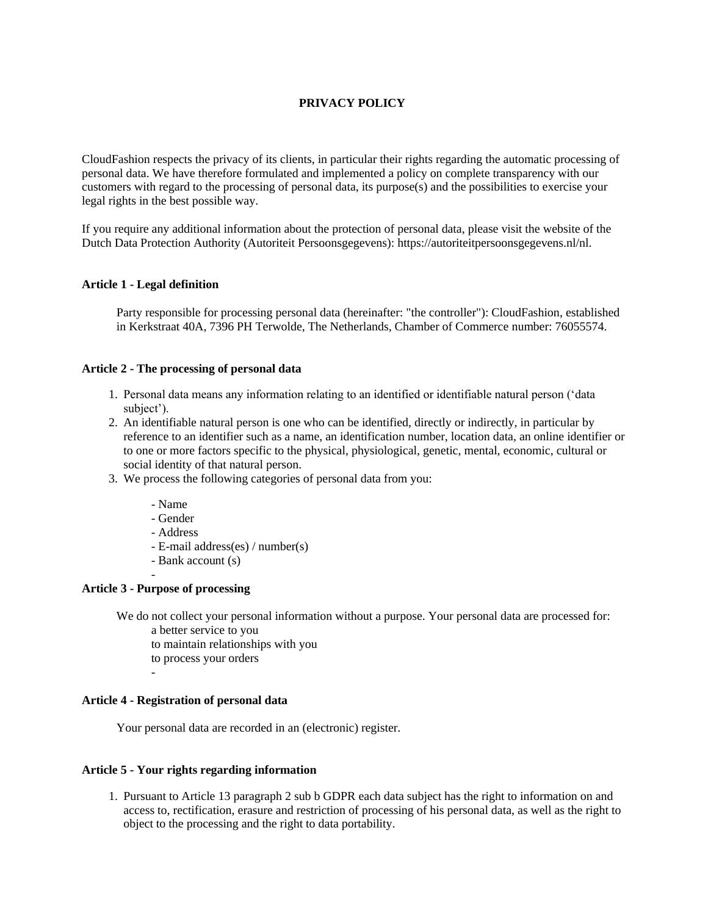# PRIVACY POLICY

CloudFashion respects the privacy of its clients, in particular their rights regarding the automatic processing of personal data. We have therefore formulated and implemented a policy on complete transparency with our customers with regard to the processing of personal data, its purpose(s) and the possibilities to exercise your legal rights in the best possible way.

If you require any additional information about the protection of personal data, please visit the website of the Dutch Data Protection Authority (Autoriteit Persoonsgegevens): https://autoriteitpersoonsgegevens.nl/nl.

**Article 1 - Legal definition**

Party responsible for processing personal data (hereinafter: "the controller"): CloudFashion, established in Kerkstraat 40A, 7396 PH Terwolde, The Netherlands, Chamber of Commerce number: 76055574.

**Article 2 - The processing of personal data**

1. Personal data means any information relating to an identified or identifiable natural person ('data subject').
2. An identifiable natural person is one who can be identified, directly or indirectly, in particular by reference to an identifier such as a name, an identification number, location data, an online identifier or to one or more factors specific to the physical, physiological, genetic, mental, economic, cultural or social identity of that natural person.
3. We process the following categories of personal data from you:

   - Name
   - Gender
   - Address
   - E-mail address(es) / number(s)
   - Bank account (s)
   -

**Article 3 - Purpose of processing**

We do not collect your personal information without a purpose. Your personal data are processed for:
   a better service to you
   to maintain relationships with you
   to process your orders
   -

**Article 4 - Registration of personal data**

Your personal data are recorded in an (electronic) register.

**Article 5 - Your rights regarding information**

1. Pursuant to Article 13 paragraph 2 sub b GDPR each data subject has the right to information on and access to, rectification, erasure and restriction of processing of his personal data, as well as the right to object to the processing and the right to data portability.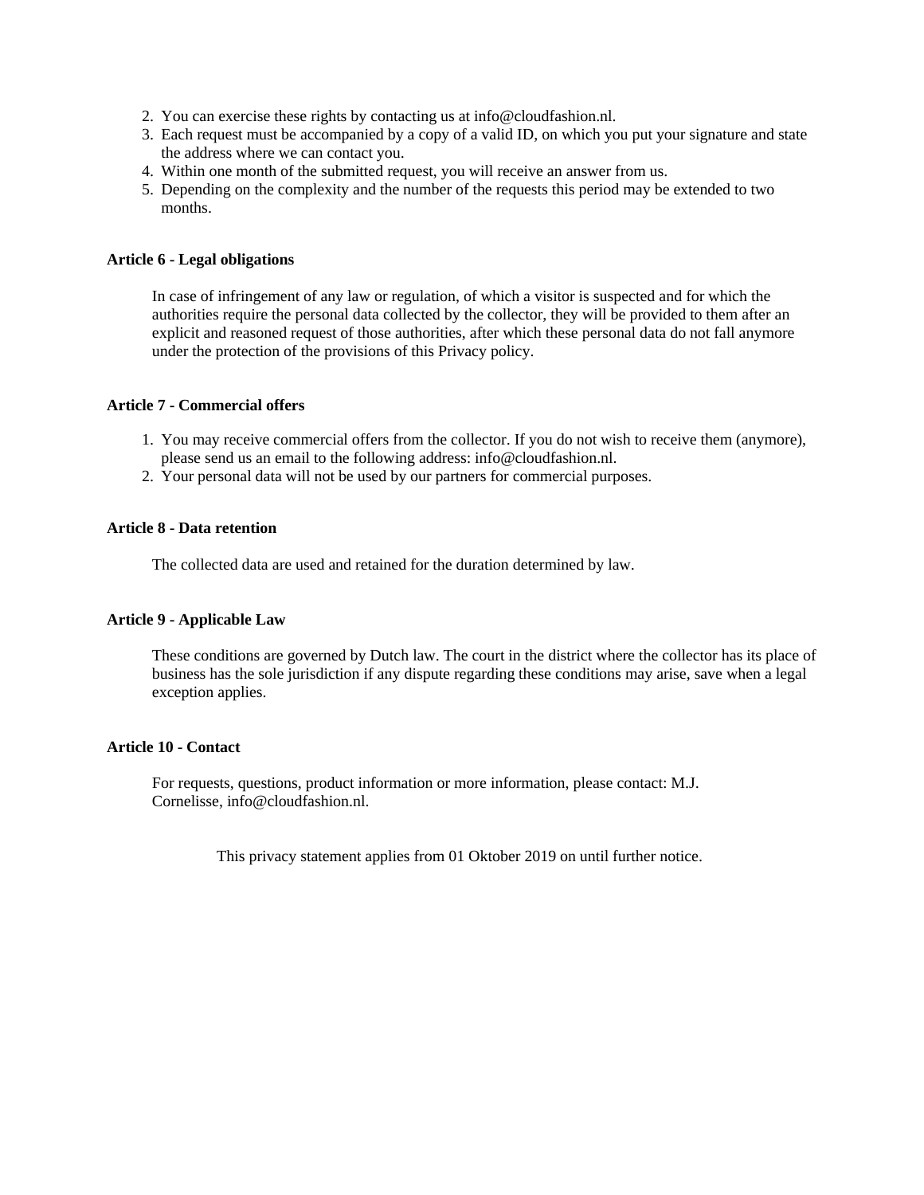2. You can exercise these rights by contacting us at info@cloudfashion.nl.
3. Each request must be accompanied by a copy of a valid ID, on which you put your signature and state the address where we can contact you.
4. Within one month of the submitted request, you will receive an answer from us.
5. Depending on the complexity and the number of the requests this period may be extended to two months.

**Article 6 - Legal obligations**

In case of infringement of any law or regulation, of which a visitor is suspected and for which the authorities require the personal data collected by the collector, they will be provided to them after an explicit and reasoned request of those authorities, after which these personal data do not fall anymore under the protection of the provisions of this Privacy policy.

**Article 7 - Commercial offers**

1. You may receive commercial offers from the collector. If you do not wish to receive them (anymore), please send us an email to the following address: info@cloudfashion.nl.
2. Your personal data will not be used by our partners for commercial purposes.

**Article 8 - Data retention**

The collected data are used and retained for the duration determined by law.

**Article 9 - Applicable Law**

These conditions are governed by Dutch law. The court in the district where the collector has its place of business has the sole jurisdiction if any dispute regarding these conditions may arise, save when a legal exception applies.

**Article 10 - Contact**

For requests, questions, product information or more information, please contact: M.J. Cornelisse, info@cloudfashion.nl.

This privacy statement applies from 01 Oktober 2019 on until further notice.